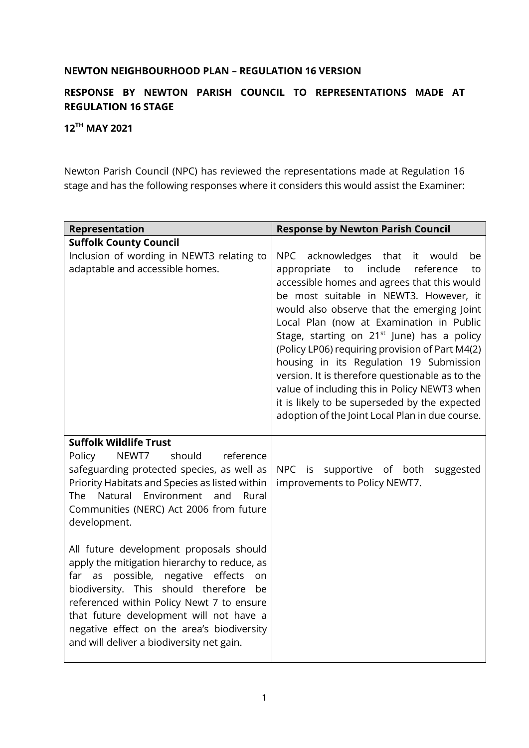**NEWTON NEIGHBOURHOOD PLAN – REGULATION 16 VERSION**

**RESPONSE BY NEWTON PARISH COUNCIL TO REPRESENTATIONS MADE AT REGULATION 16 STAGE**

**12TH MAY 2021**

Newton Parish Council (NPC) has reviewed the representations made at Regulation 16 stage and has the following responses where it considers this would assist the Examiner:

| Representation | Response by Newton Parish Council |
|---|---|
| **Suffolk County Council**<br>Inclusion of wording in NEWT3 relating to adaptable and accessible homes. | NPC acknowledges that it would be appropriate to include reference to accessible homes and agrees that this would be most suitable in NEWT3. However, it would also observe that the emerging Joint Local Plan (now at Examination in Public Stage, starting on 21st June) has a policy (Policy LP06) requiring provision of Part M4(2) housing in its Regulation 19 Submission version. It is therefore questionable as to the value of including this in Policy NEWT3 when it is likely to be superseded by the expected adoption of the Joint Local Plan in due course. |
| **Suffolk Wildlife Trust**<br>Policy NEWT7 should reference safeguarding protected species, as well as Priority Habitats and Species as listed within The Natural Environment and Rural Communities (NERC) Act 2006 from future development.<br><br>All future development proposals should apply the mitigation hierarchy to reduce, as far as possible, negative effects on biodiversity. This should therefore be referenced within Policy Newt 7 to ensure that future development will not have a negative effect on the area's biodiversity and will deliver a biodiversity net gain. | NPC is supportive of both suggested improvements to Policy NEWT7. |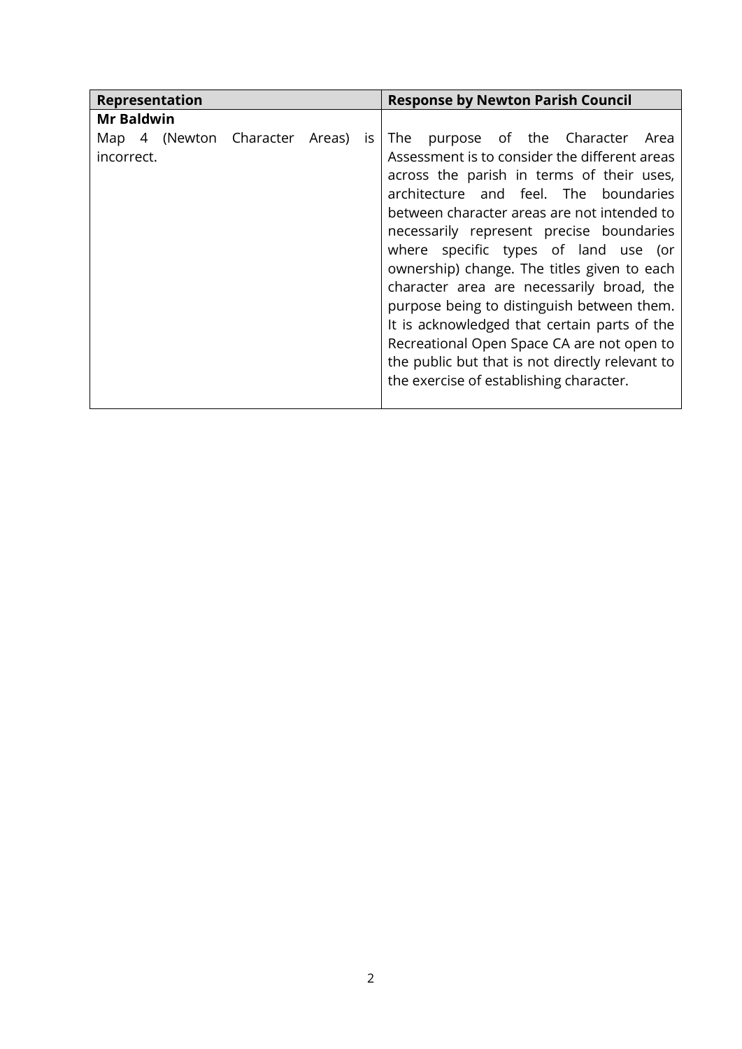| Representation | Response by Newton Parish Council |
|---|---|
| **Mr Baldwin**<br>Map 4 (Newton Character Areas) is incorrect. | The purpose of the Character Area Assessment is to consider the different areas across the parish in terms of their uses, architecture and feel. The boundaries between character areas are not intended to necessarily represent precise boundaries where specific types of land use (or ownership) change. The titles given to each character area are necessarily broad, the purpose being to distinguish between them. It is acknowledged that certain parts of the Recreational Open Space CA are not open to the public but that is not directly relevant to the exercise of establishing character. |